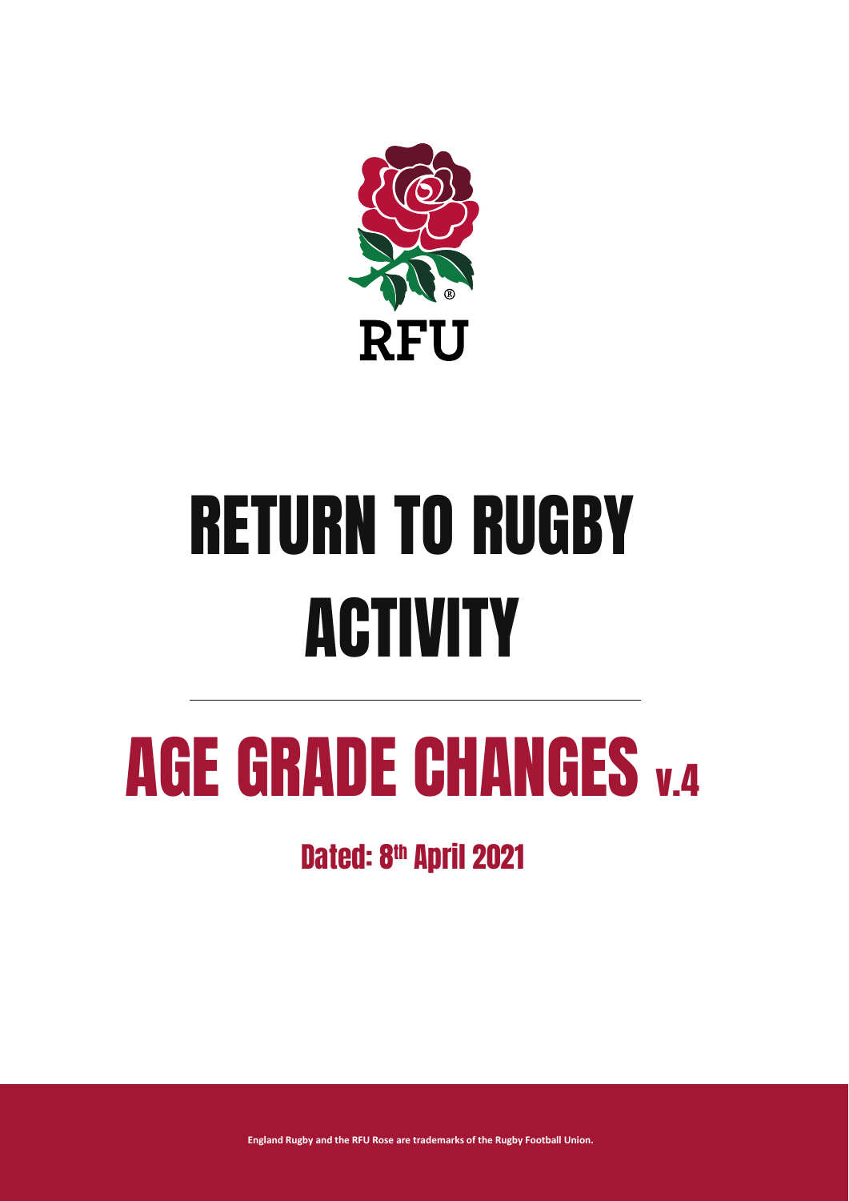RFU

# RETURN TO RUGBY ACTIVITY

# AGE GRADE CHANGES v.4

## Dated: 8th April 2021

England Rugby and the RFU Rose are trademarks of the Rugby Football Union.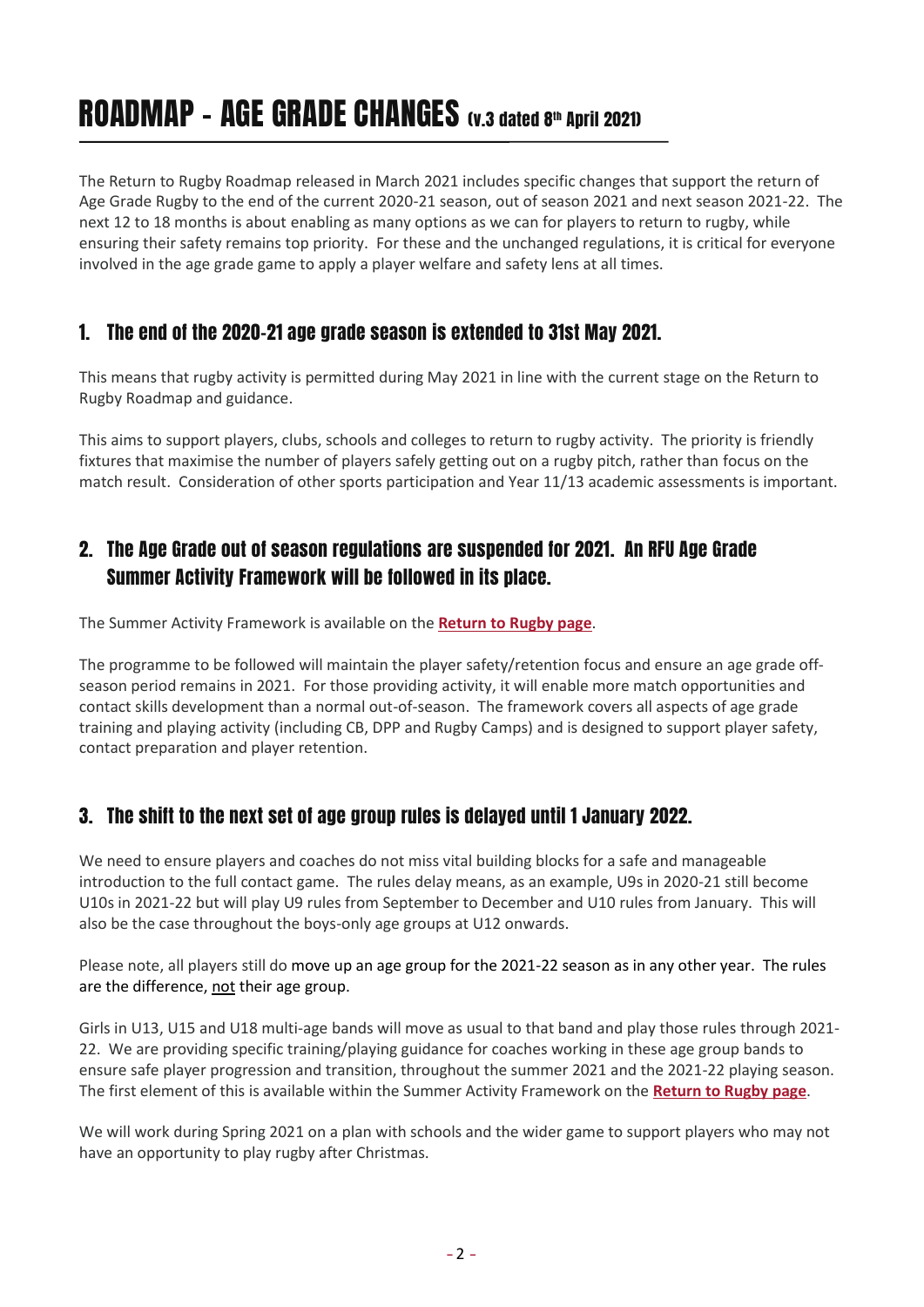# ROADMAP - AGE GRADE CHANGES (v.3 dated 8th April 2021)

The Return to Rugby Roadmap released in March 2021 includes specific changes that support the return of Age Grade Rugby to the end of the current 2020-21 season, out of season 2021 and next season 2021-22. The next 12 to 18 months is about enabling as many options as we can for players to return to rugby, while ensuring their safety remains top priority. For these and the unchanged regulations, it is critical for everyone involved in the age grade game to apply a player welfare and safety lens at all times.

## 1. The end of the 2020-21 age grade season is extended to 31st May 2021.

This means that rugby activity is permitted during May 2021 in line with the current stage on the Return to Rugby Roadmap and guidance.

This aims to support players, clubs, schools and colleges to return to rugby activity. The priority is friendly fixtures that maximise the number of players safely getting out on a rugby pitch, rather than focus on the match result. Consideration of other sports participation and Year 11/13 academic assessments is important.

## 2. The Age Grade out of season regulations are suspended for 2021. An RFU Age Grade Summer Activity Framework will be followed in its place.

The Summer Activity Framework is available on the **Return to Rugby page**.

The programme to be followed will maintain the player safety/retention focus and ensure an age grade off-season period remains in 2021. For those providing activity, it will enable more match opportunities and contact skills development than a normal out-of-season. The framework covers all aspects of age grade training and playing activity (including CB, DPP and Rugby Camps) and is designed to support player safety, contact preparation and player retention.

## 3. The shift to the next set of age group rules is delayed until 1 January 2022.

We need to ensure players and coaches do not miss vital building blocks for a safe and manageable introduction to the full contact game. The rules delay means, as an example, U9s in 2020-21 still become U10s in 2021-22 but will play U9 rules from September to December and U10 rules from January. This will also be the case throughout the boys-only age groups at U12 onwards.

Please note, all players still do move up an age group for the 2021-22 season as in any other year. The rules are the difference, not their age group.

Girls in U13, U15 and U18 multi-age bands will move as usual to that band and play those rules through 2021-22. We are providing specific training/playing guidance for coaches working in these age group bands to ensure safe player progression and transition, throughout the summer 2021 and the 2021-22 playing season. The first element of this is available within the Summer Activity Framework on the **Return to Rugby page**.

We will work during Spring 2021 on a plan with schools and the wider game to support players who may not have an opportunity to play rugby after Christmas.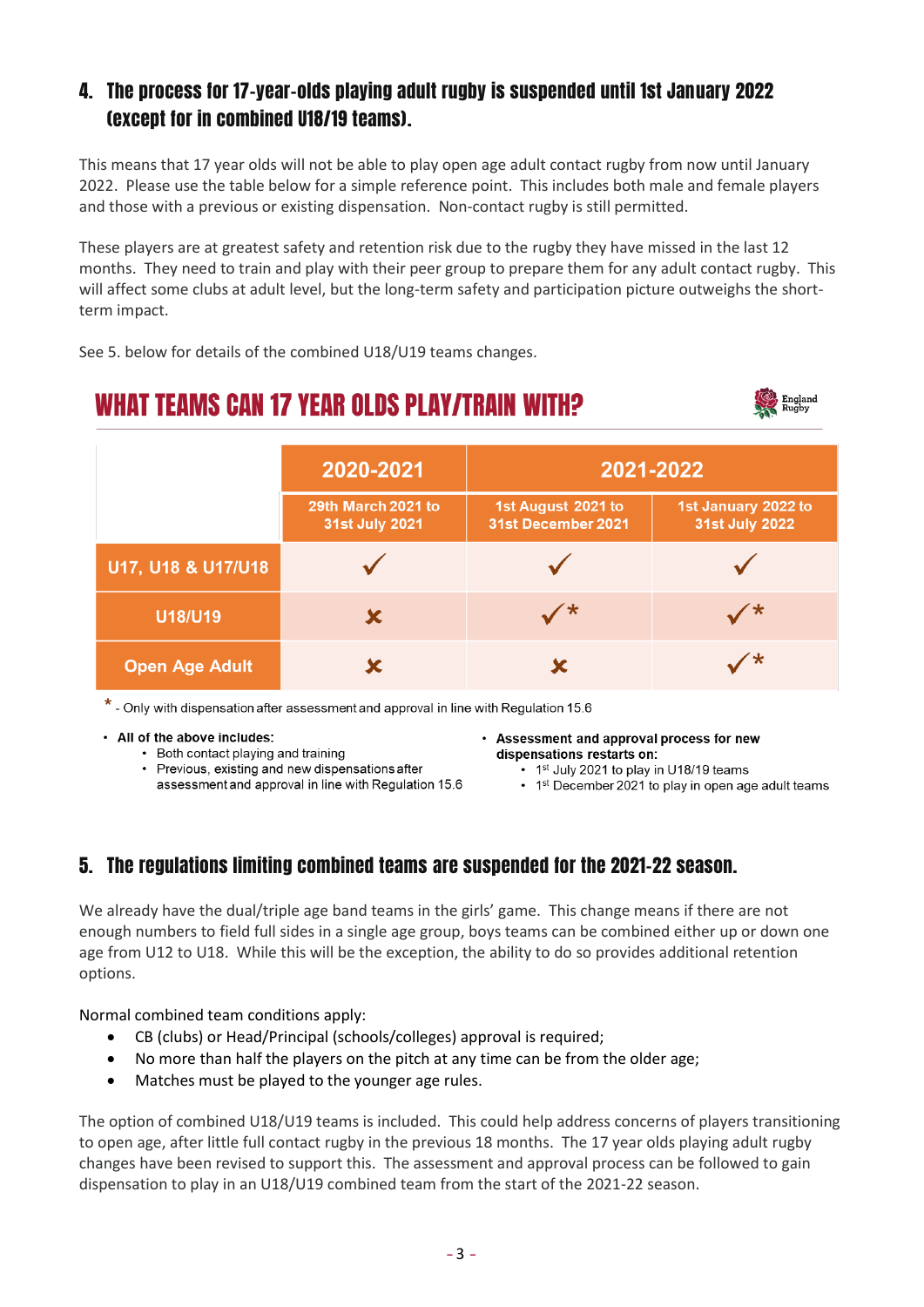## 4. The process for 17-year-olds playing adult rugby is suspended until 1st January 2022 (except for in combined U18/19 teams).

This means that 17 year olds will not be able to play open age adult contact rugby from now until January 2022. Please use the table below for a simple reference point. This includes both male and female players and those with a previous or existing dispensation. Non-contact rugby is still permitted.

These players are at greatest safety and retention risk due to the rugby they have missed in the last 12 months. They need to train and play with their peer group to prepare them for any adult contact rugby. This will affect some clubs at adult level, but the long-term safety and participation picture outweighs the short-term impact.

See 5. below for details of the combined U18/U19 teams changes.

### WHAT TEAMS CAN 17 YEAR OLDS PLAY/TRAIN WITH?

England Rugby

| | 2020-2021 | 2021-2022 | |
|---|---|---|---|
| | 29th March 2021 to 31st July 2021 | 1st August 2021 to 31st December 2021 | 1st January 2022 to 31st July 2022 |
| U17, U18 & U17/U18 | ✓ | ✓ | ✓ |
| U18/U19 | ✗ | ✓* | ✓* |
| Open Age Adult | ✗ | ✗ | ✓* |

\* - Only with dispensation after assessment and approval in line with Regulation 15.6

- **All of the above includes:**
  - Both contact playing and training
  - Previous, existing and new dispensations after assessment and approval in line with Regulation 15.6
- **Assessment and approval process for new dispensations restarts on:**
  - 1st July 2021 to play in U18/19 teams
  - 1st December 2021 to play in open age adult teams

## 5. The regulations limiting combined teams are suspended for the 2021-22 season.

We already have the dual/triple age band teams in the girls' game. This change means if there are not enough numbers to field full sides in a single age group, boys teams can be combined either up or down one age from U12 to U18. While this will be the exception, the ability to do so provides additional retention options.

Normal combined team conditions apply:

- CB (clubs) or Head/Principal (schools/colleges) approval is required;
- No more than half the players on the pitch at any time can be from the older age;
- Matches must be played to the younger age rules.

The option of combined U18/U19 teams is included. This could help address concerns of players transitioning to open age, after little full contact rugby in the previous 18 months. The 17 year olds playing adult rugby changes have been revised to support this. The assessment and approval process can be followed to gain dispensation to play in an U18/U19 combined team from the start of the 2021-22 season.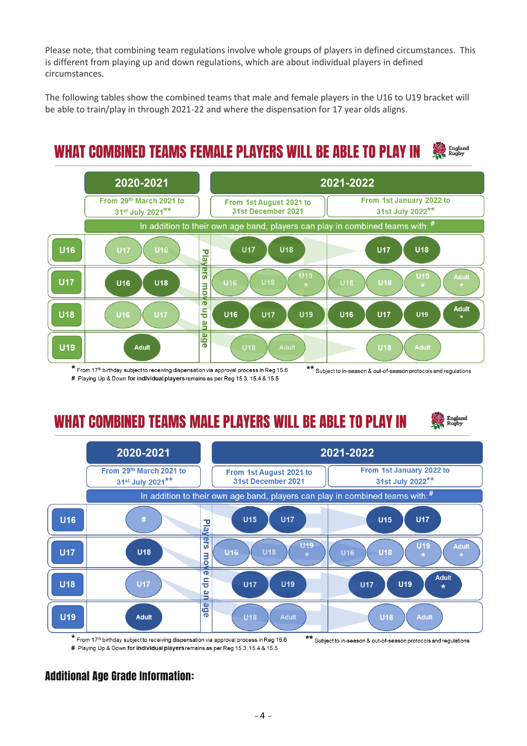Please note, that combining team regulations involve whole groups of players in defined circumstances. This is different from playing up and down regulations, which are about individual players in defined circumstances.

The following tables show the combined teams that male and female players in the U16 to U19 bracket will be able to train/play in through 2021-22 and where the dispensation for 17 year olds aligns.

## WHAT COMBINED TEAMS FEMALE PLAYERS WILL BE ABLE TO PLAY IN

| | 2020-2021 | 2021-2022 | |
|---|---|---|---|
| | From 29th March 2021 to 31st July 2021** | From 1st August 2021 to 31st December 2021 | From 1st January 2022 to 31st July 2022** |
| | In addition to their own age band, players can play in combined teams with: # | | |
| U16 | U17, U18 | U17, U18 | U17, U18 |
| U17 | U16, U18 | U16, U18, U19 * | U16, U18, U19 *, Adult * |
| U18 | U16, U17 | U16, U17, U19 | U16, U17, U19, Adult * |
| U19 | Adult | U18, Adult | U18, Adult |

Players move up an age

\* From 17th birthday subject to receiving dispensation via approval process in Reg 15.6
\** Subject to in-season & out-of-season protocols and regulations
\# Playing Up & Down for individual players remains as per Reg 15.3, 15.4 & 15.5

## WHAT COMBINED TEAMS MALE PLAYERS WILL BE ABLE TO PLAY IN

| | 2020-2021 | 2021-2022 | |
|---|---|---|---|
| | From 29th March 2021 to 31st July 2021** | From 1st August 2021 to 31st December 2021 | From 1st January 2022 to 31st July 2022** |
| | In addition to their own age band, players can play in combined teams with: # | | |
| U16 | # | U15, U17 | U15, U17 |
| U17 | U18 | U16, U18, U19 * | U16, U18, U19 *, Adult * |
| U18 | U17 | U17, U19 | U17, U19, Adult * |
| U19 | Adult | U18, Adult | U18, Adult |

Players move up an age

\* From 17th birthday subject to receiving dispensation via approval process in Reg 15.6
\** Subject to in-season & out-of-season protocols and regulations
\# Playing Up & Down for individual players remains as per Reg 15.3, 15.4 & 15.5

## Additional Age Grade Information: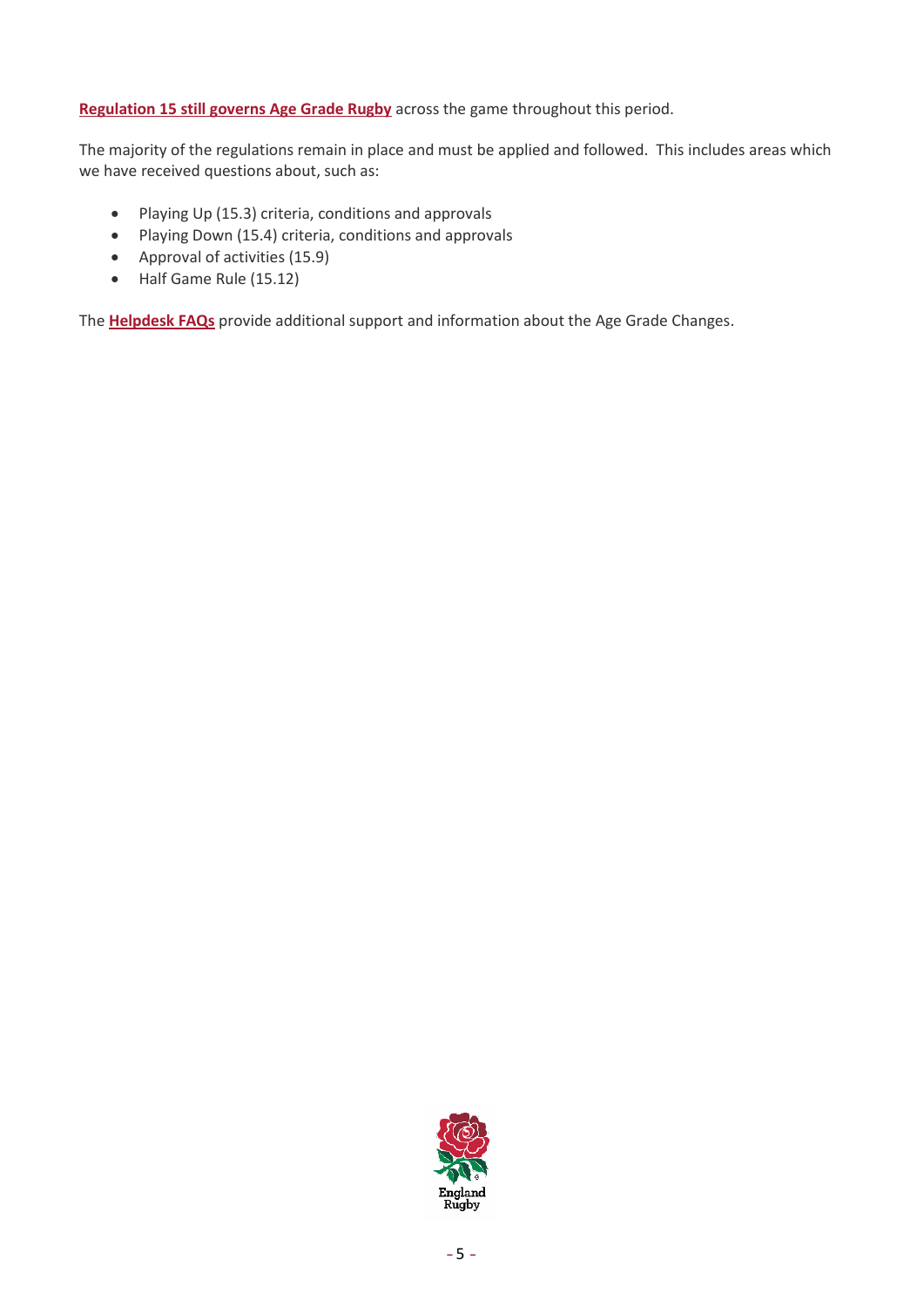**Regulation 15 still governs Age Grade Rugby** across the game throughout this period.

The majority of the regulations remain in place and must be applied and followed. This includes areas which we have received questions about, such as:

- Playing Up (15.3) criteria, conditions and approvals
- Playing Down (15.4) criteria, conditions and approvals
- Approval of activities (15.9)
- Half Game Rule (15.12)

The **Helpdesk FAQs** provide additional support and information about the Age Grade Changes.